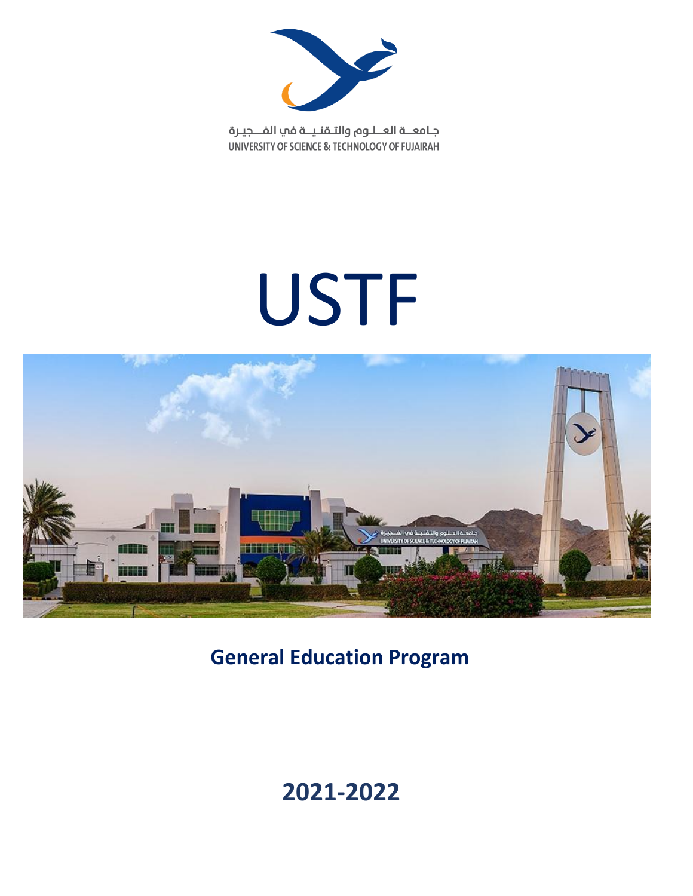جـامعــة العــلـوم والتـقـنـيــة في الفـــجيـرة

UNIVERSITY OF SCIENCE & TECHNOLOGY OF FUJAIRAH

# USTF

## General Education Program

## 2021-2022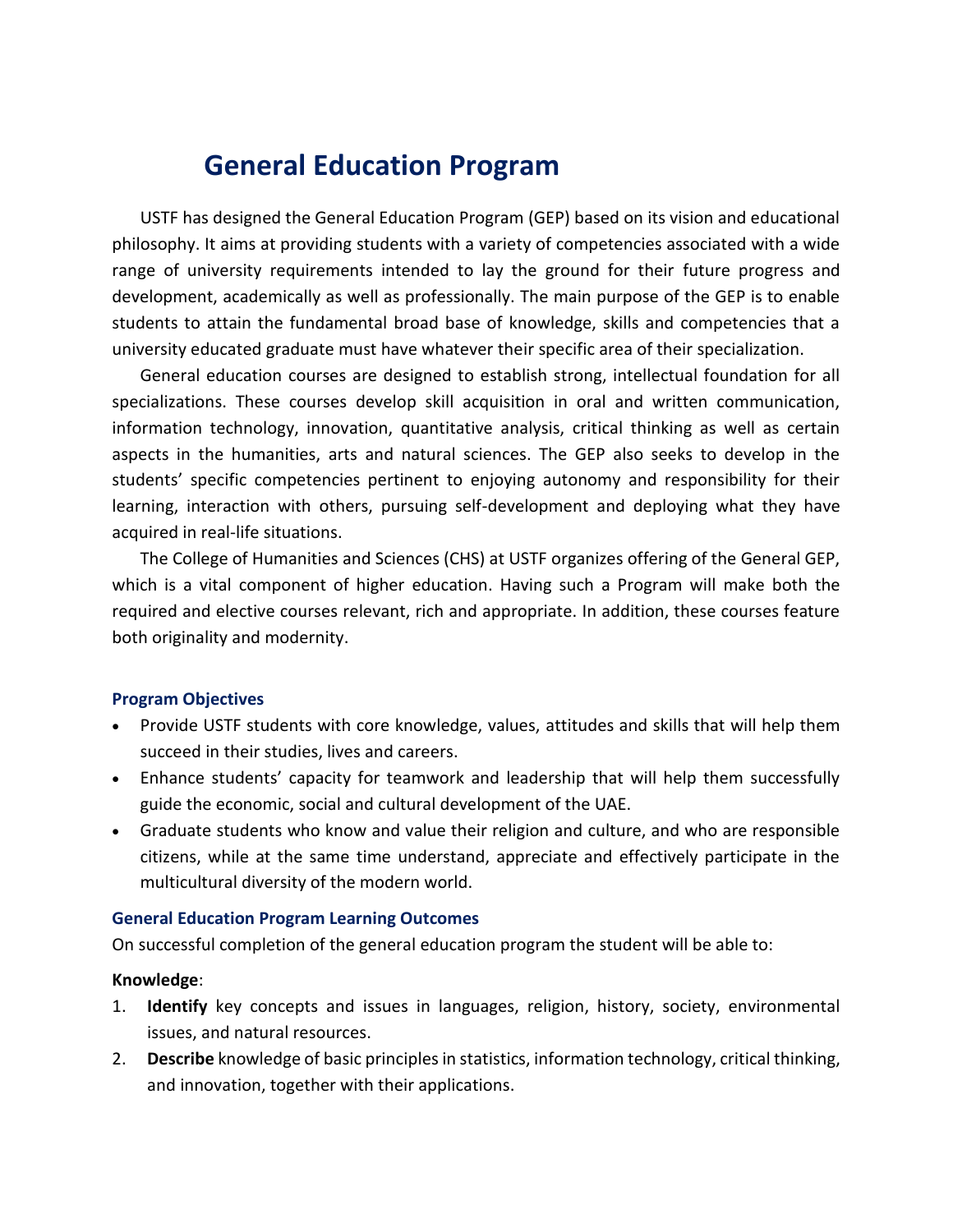# General Education Program

USTF has designed the General Education Program (GEP) based on its vision and educational philosophy. It aims at providing students with a variety of competencies associated with a wide range of university requirements intended to lay the ground for their future progress and development, academically as well as professionally. The main purpose of the GEP is to enable students to attain the fundamental broad base of knowledge, skills and competencies that a university educated graduate must have whatever their specific area of their specialization.

General education courses are designed to establish strong, intellectual foundation for all specializations. These courses develop skill acquisition in oral and written communication, information technology, innovation, quantitative analysis, critical thinking as well as certain aspects in the humanities, arts and natural sciences. The GEP also seeks to develop in the students' specific competencies pertinent to enjoying autonomy and responsibility for their learning, interaction with others, pursuing self-development and deploying what they have acquired in real-life situations.

The College of Humanities and Sciences (CHS) at USTF organizes offering of the General GEP, which is a vital component of higher education. Having such a Program will make both the required and elective courses relevant, rich and appropriate. In addition, these courses feature both originality and modernity.

### Program Objectives

- Provide USTF students with core knowledge, values, attitudes and skills that will help them succeed in their studies, lives and careers.
- Enhance students' capacity for teamwork and leadership that will help them successfully guide the economic, social and cultural development of the UAE.
- Graduate students who know and value their religion and culture, and who are responsible citizens, while at the same time understand, appreciate and effectively participate in the multicultural diversity of the modern world.

### General Education Program Learning Outcomes

On successful completion of the general education program the student will be able to:

**Knowledge**:

1. **Identify** key concepts and issues in languages, religion, history, society, environmental issues, and natural resources.
2. **Describe** knowledge of basic principles in statistics, information technology, critical thinking, and innovation, together with their applications.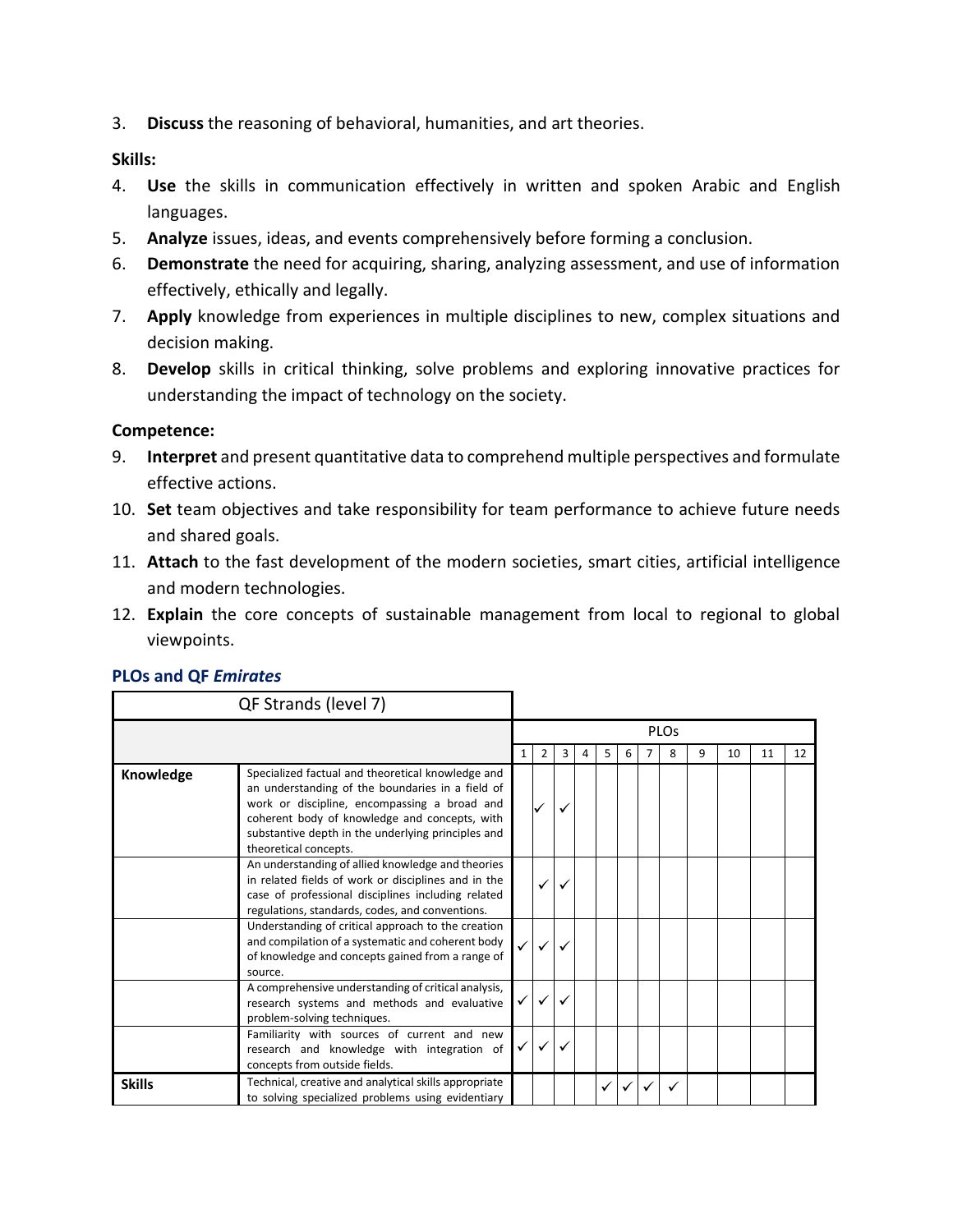3. **Discuss** the reasoning of behavioral, humanities, and art theories.

**Skills:**

4. **Use** the skills in communication effectively in written and spoken Arabic and English languages.
5. **Analyze** issues, ideas, and events comprehensively before forming a conclusion.
6. **Demonstrate** the need for acquiring, sharing, analyzing assessment, and use of information effectively, ethically and legally.
7. **Apply** knowledge from experiences in multiple disciplines to new, complex situations and decision making.
8. **Develop** skills in critical thinking, solve problems and exploring innovative practices for understanding the impact of technology on the society.

**Competence:**

9. **Interpret** and present quantitative data to comprehend multiple perspectives and formulate effective actions.
10. **Set** team objectives and take responsibility for team performance to achieve future needs and shared goals.
11. **Attach** to the fast development of the modern societies, smart cities, artificial intelligence and modern technologies.
12. **Explain** the core concepts of sustainable management from local to regional to global viewpoints.

### PLOs and QF *Emirates*

| QF Strands (level 7) | | PLOs | | | | | | | | | | | |
|---|---|---|---|---|---|---|---|---|---|---|---|---|---|
| | | 1 | 2 | 3 | 4 | 5 | 6 | 7 | 8 | 9 | 10 | 11 | 12 |
| **Knowledge** | Specialized factual and theoretical knowledge and an understanding of the boundaries in a field of work or discipline, encompassing a broad and coherent body of knowledge and concepts, with substantive depth in the underlying principles and theoretical concepts. | | ✓ | ✓ | | | | | | | | | |
| | An understanding of allied knowledge and theories in related fields of work or disciplines and in the case of professional disciplines including related regulations, standards, codes, and conventions. | | ✓ | ✓ | | | | | | | | | |
| | Understanding of critical approach to the creation and compilation of a systematic and coherent body of knowledge and concepts gained from a range of source. | ✓ | ✓ | ✓ | | | | | | | | | |
| | A comprehensive understanding of critical analysis, research systems and methods and evaluative problem-solving techniques. | ✓ | ✓ | ✓ | | | | | | | | | |
| | Familiarity with sources of current and new research and knowledge with integration of concepts from outside fields. | ✓ | ✓ | ✓ | | | | | | | | | |
| **Skills** | Technical, creative and analytical skills appropriate to solving specialized problems using evidentiary | | | | | ✓ | ✓ | ✓ | ✓ | | | | |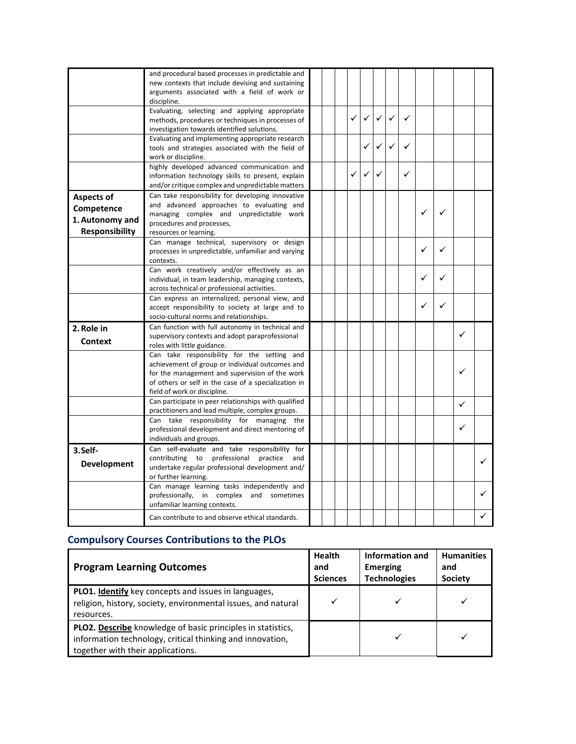| | | | | | | | | | | | | | |
|---|---|---|---|---|---|---|---|---|---|---|---|---|---|
| | and procedural based processes in predictable and new contexts that include devising and sustaining arguments associated with a field of work or discipline. | | | | | | | | | | | | |
| | Evaluating, selecting and applying appropriate methods, procedures or techniques in processes of investigation towards identified solutions. | | | | ✓ | ✓ | ✓ | ✓ | ✓ | | | | |
| | Evaluating and implementing appropriate research tools and strategies associated with the field of work or discipline. | | | | | ✓ | ✓ | ✓ | ✓ | | | | |
| | highly developed advanced communication and information technology skills to present, explain and/or critique complex and unpredictable matters | | | | ✓ | ✓ | ✓ | | ✓ | | | | |
| **Aspects of Competence 1. Autonomy and Responsibility** | Can take responsibility for developing innovative and advanced approaches to evaluating and managing complex and unpredictable work procedures and processes, resources or learning. | | | | | | | | | ✓ | ✓ | | |
| | Can manage technical, supervisory or design processes in unpredictable, unfamiliar and varying contexts. | | | | | | | | | ✓ | ✓ | | |
| | Can work creatively and/or effectively as an individual, in team leadership, managing contexts, across technical or professional activities. | | | | | | | | | ✓ | ✓ | | |
| | Can express an internalized, personal view, and accept responsibility to society at large and to socio-cultural norms and relationships. | | | | | | | | | ✓ | ✓ | | |
| **2. Role in Context** | Can function with full autonomy in technical and supervisory contexts and adopt paraprofessional roles with little guidance. | | | | | | | | | | | ✓ | |
| | Can take responsibility for the setting and achievement of group or individual outcomes and for the management and supervision of the work of others or self in the case of a specialization in field of work or discipline. | | | | | | | | | | | ✓ | |
| | Can participate in peer relationships with qualified practitioners and lead multiple, complex groups. | | | | | | | | | | | ✓ | |
| | Can take responsibility for managing the professional development and direct mentoring of individuals and groups. | | | | | | | | | | | ✓ | |
| **3. Self-Development** | Can self-evaluate and take responsibility for contributing to professional practice and undertake regular professional development and/ or further learning. | | | | | | | | | | | | ✓ |
| | Can manage learning tasks independently and professionally, in complex and sometimes unfamiliar learning contexts. | | | | | | | | | | | | ✓ |
| | Can contribute to and observe ethical standards. | | | | | | | | | | | | ✓ |

## Compulsory Courses Contributions to the PLOs

| **Program Learning Outcomes** | **Health and Sciences** | **Information and Emerging Technologies** | **Humanities and Society** |
|---|---|---|---|
| **PLO1. <u>Identify</u>** key concepts and issues in languages, religion, history, society, environmental issues, and natural resources. | ✓ | ✓ | ✓ |
| **PLO2. <u>Describe</u>** knowledge of basic principles in statistics, information technology, critical thinking and innovation, together with their applications. | | ✓ | ✓ |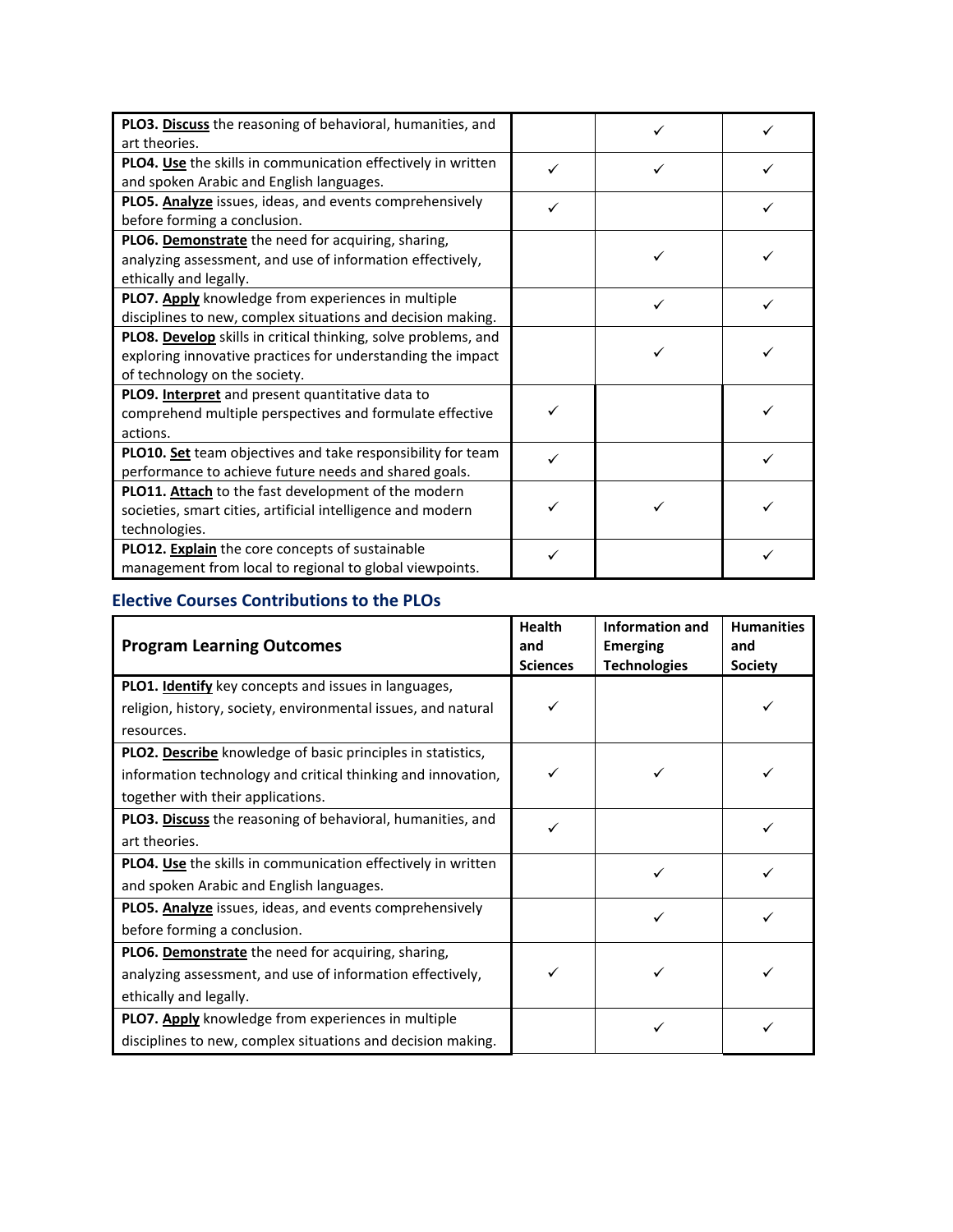| | | | |
|---|---|---|---|
| **PLO3.** **Discuss** the reasoning of behavioral, humanities, and art theories. | | ✓ | ✓ |
| **PLO4.** **Use** the skills in communication effectively in written and spoken Arabic and English languages. | ✓ | ✓ | ✓ |
| **PLO5.** **Analyze** issues, ideas, and events comprehensively before forming a conclusion. | ✓ | | ✓ |
| **PLO6.** **Demonstrate** the need for acquiring, sharing, analyzing assessment, and use of information effectively, ethically and legally. | | ✓ | ✓ |
| **PLO7.** **Apply** knowledge from experiences in multiple disciplines to new, complex situations and decision making. | | ✓ | ✓ |
| **PLO8.** **Develop** skills in critical thinking, solve problems, and exploring innovative practices for understanding the impact of technology on the society. | | ✓ | ✓ |
| **PLO9.** **Interpret** and present quantitative data to comprehend multiple perspectives and formulate effective actions. | ✓ | | ✓ |
| **PLO10.** **Set** team objectives and take responsibility for team performance to achieve future needs and shared goals. | ✓ | | ✓ |
| **PLO11.** **Attach** to the fast development of the modern societies, smart cities, artificial intelligence and modern technologies. | ✓ | ✓ | ✓ |
| **PLO12.** **Explain** the core concepts of sustainable management from local to regional to global viewpoints. | ✓ | | ✓ |

## Elective Courses Contributions to the PLOs

| **Program Learning Outcomes** | **Health and Sciences** | **Information and Emerging Technologies** | **Humanities and Society** |
|---|---|---|---|
| **PLO1.** **Identify** key concepts and issues in languages, religion, history, society, environmental issues, and natural resources. | ✓ | | ✓ |
| **PLO2.** **Describe** knowledge of basic principles in statistics, information technology and critical thinking and innovation, together with their applications. | ✓ | ✓ | ✓ |
| **PLO3.** **Discuss** the reasoning of behavioral, humanities, and art theories. | ✓ | | ✓ |
| **PLO4.** **Use** the skills in communication effectively in written and spoken Arabic and English languages. | | ✓ | ✓ |
| **PLO5.** **Analyze** issues, ideas, and events comprehensively before forming a conclusion. | | ✓ | ✓ |
| **PLO6.** **Demonstrate** the need for acquiring, sharing, analyzing assessment, and use of information effectively, ethically and legally. | ✓ | ✓ | ✓ |
| **PLO7.** **Apply** knowledge from experiences in multiple disciplines to new, complex situations and decision making. | | ✓ | ✓ |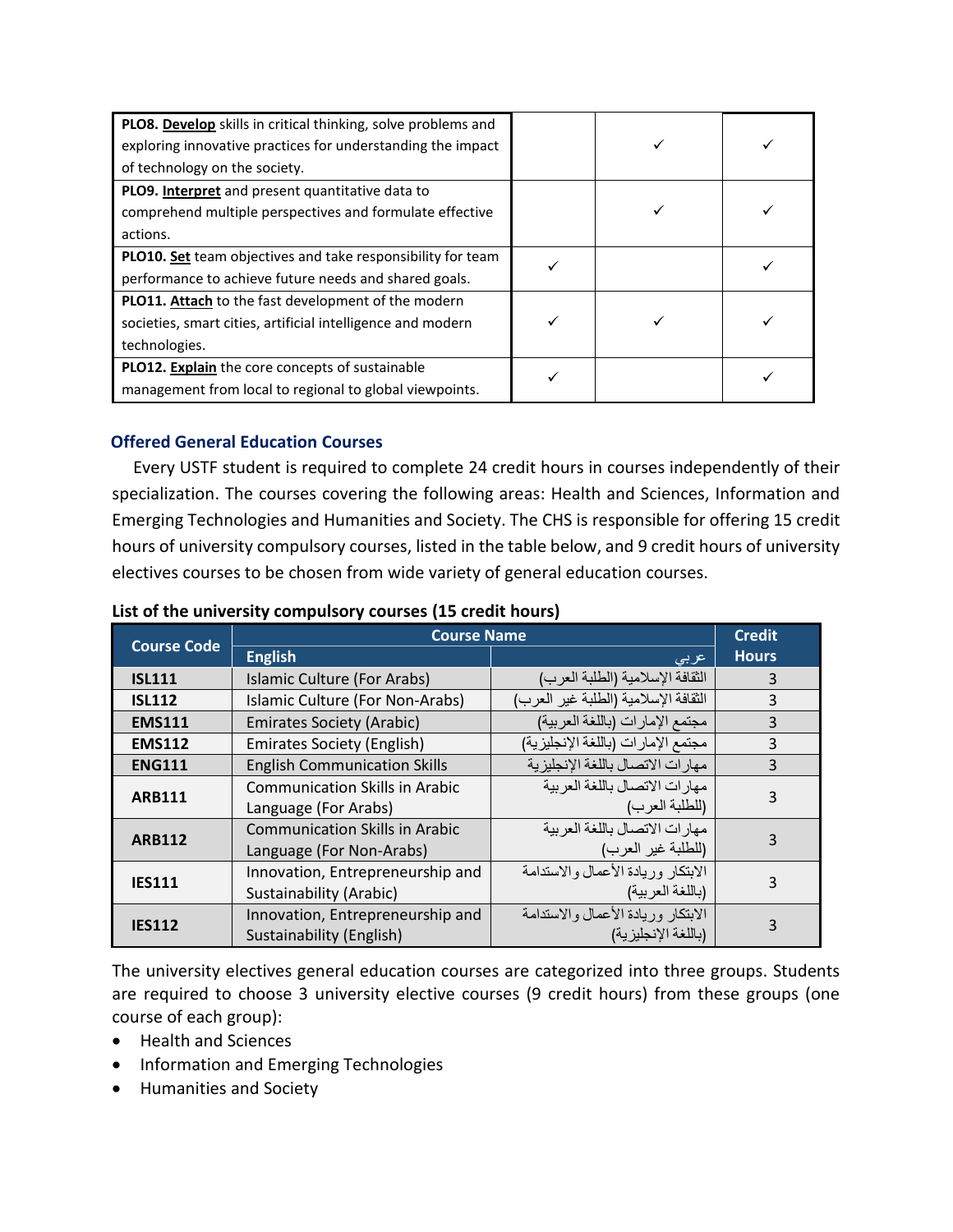| | | | |
|---|---|---|---|
| **PLO8. <u>Develop</u>** skills in critical thinking, solve problems and exploring innovative practices for understanding the impact of technology on the society. | | ✓ | ✓ |
| **PLO9. <u>Interpret</u>** and present quantitative data to comprehend multiple perspectives and formulate effective actions. | | ✓ | ✓ |
| **PLO10. <u>Set</u>** team objectives and take responsibility for team performance to achieve future needs and shared goals. | ✓ | | ✓ |
| **PLO11. <u>Attach</u>** to the fast development of the modern societies, smart cities, artificial intelligence and modern technologies. | ✓ | ✓ | ✓ |
| **PLO12. <u>Explain</u>** the core concepts of sustainable management from local to regional to global viewpoints. | ✓ | | ✓ |

### Offered General Education Courses

Every USTF student is required to complete 24 credit hours in courses independently of their specialization. The courses covering the following areas: Health and Sciences, Information and Emerging Technologies and Humanities and Society. The CHS is responsible for offering 15 credit hours of university compulsory courses, listed in the table below, and 9 credit hours of university electives courses to be chosen from wide variety of general education courses.

**List of the university compulsory courses (15 credit hours)**

| Course Code | Course Name | | Credit Hours |
|---|---|---|---|
| | English | عربي | |
| **ISL111** | Islamic Culture (For Arabs) | الثقافة الإسلامية (الطلبة العرب) | 3 |
| **ISL112** | Islamic Culture (For Non-Arabs) | الثقافة الإسلامية (الطلبة غير العرب) | 3 |
| **EMS111** | Emirates Society (Arabic) | مجتمع الإمارات (باللغة العربية) | 3 |
| **EMS112** | Emirates Society (English) | مجتمع الإمارات (باللغة الإنجليزية) | 3 |
| **ENG111** | English Communication Skills | مهارات الاتصال باللغة الإنجليزية | 3 |
| **ARB111** | Communication Skills in Arabic Language (For Arabs) | مهارات الاتصال باللغة العربية (للطلبة العرب) | 3 |
| **ARB112** | Communication Skills in Arabic Language (For Non-Arabs) | مهارات الاتصال باللغة العربية (للطلبة غير العرب) | 3 |
| **IES111** | Innovation, Entrepreneurship and Sustainability (Arabic) | الابتكار وريادة الأعمال والاستدامة (باللغة العربية) | 3 |
| **IES112** | Innovation, Entrepreneurship and Sustainability (English) | الابتكار وريادة الأعمال والاستدامة (باللغة الإنجليزية) | 3 |

The university electives general education courses are categorized into three groups. Students are required to choose 3 university elective courses (9 credit hours) from these groups (one course of each group):

- Health and Sciences
- Information and Emerging Technologies
- Humanities and Society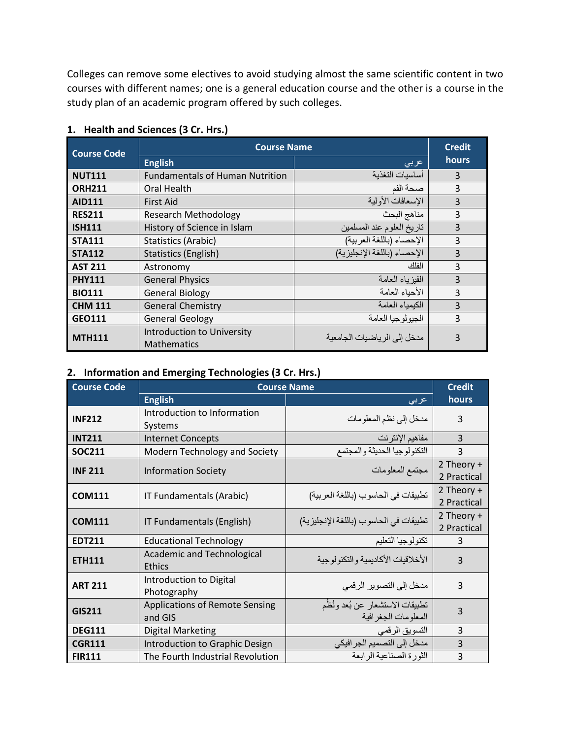Colleges can remove some electives to avoid studying almost the same scientific content in two courses with different names; one is a general education course and the other is a course in the study plan of an academic program offered by such colleges.

### 1. Health and Sciences (3 Cr. Hrs.)

| Course Code | Course Name | | Credit hours |
|---|---|---|---|
| | English | عربي | |
| **NUT111** | Fundamentals of Human Nutrition | أساسيات التغذية | 3 |
| **ORH211** | Oral Health | صحة الفم | 3 |
| **AID111** | First Aid | الإسعافات الأولية | 3 |
| **RES211** | Research Methodology | مناهج البحث | 3 |
| **ISH111** | History of Science in Islam | تاريخ العلوم عند المسلمين | 3 |
| **STA111** | Statistics (Arabic) | الإحصاء (باللغة العربية) | 3 |
| **STA112** | Statistics (English) | الإحصاء (باللغة الإنجليزية) | 3 |
| **AST 211** | Astronomy | الفلك | 3 |
| **PHY111** | General Physics | الفيزياء العامة | 3 |
| **BIO111** | General Biology | الأحياء العامة | 3 |
| **CHM 111** | General Chemistry | الكيمياء العامة | 3 |
| **GEO111** | General Geology | الجيولوجيا العامة | 3 |
| **MTH111** | Introduction to University Mathematics | مدخل إلى الرياضيات الجامعية | 3 |

### 2. Information and Emerging Technologies (3 Cr. Hrs.)

| Course Code | Course Name | | Credit hours |
|---|---|---|---|
| | English | عربي | |
| **INF212** | Introduction to Information Systems | مدخل إلى نظم المعلومات | 3 |
| **INT211** | Internet Concepts | مفاهيم الإنترنت | 3 |
| **SOC211** | Modern Technology and Society | التكنولوجيا الحديثة والمجتمع | 3 |
| **INF 211** | Information Society | مجتمع المعلومات | 2 Theory + 2 Practical |
| **COM111** | IT Fundamentals (Arabic) | تطبيقات في الحاسوب (باللغة العربية) | 2 Theory + 2 Practical |
| **COM111** | IT Fundamentals (English) | تطبيقات في الحاسوب (باللغة الإنجليزية) | 2 Theory + 2 Practical |
| **EDT211** | Educational Technology | تكنولوجيا التعليم | 3 |
| **ETH111** | Academic and Technological Ethics | الأخلاقيات الأكاديمية والتكنولوجية | 3 |
| **ART 211** | Introduction to Digital Photography | مدخل إلى التصوير الرقمي | 3 |
| **GIS211** | Applications of Remote Sensing and GIS | تطبيقات الاستشعار عن بُعد ونُظُم المعلومات الجغرافية | 3 |
| **DEG111** | Digital Marketing | التسويق الرقمي | 3 |
| **CGR111** | Introduction to Graphic Design | مدخل إلى التصميم الجرافيكي | 3 |
| **FIR111** | The Fourth Industrial Revolution | الثورة الصناعية الرابعة | 3 |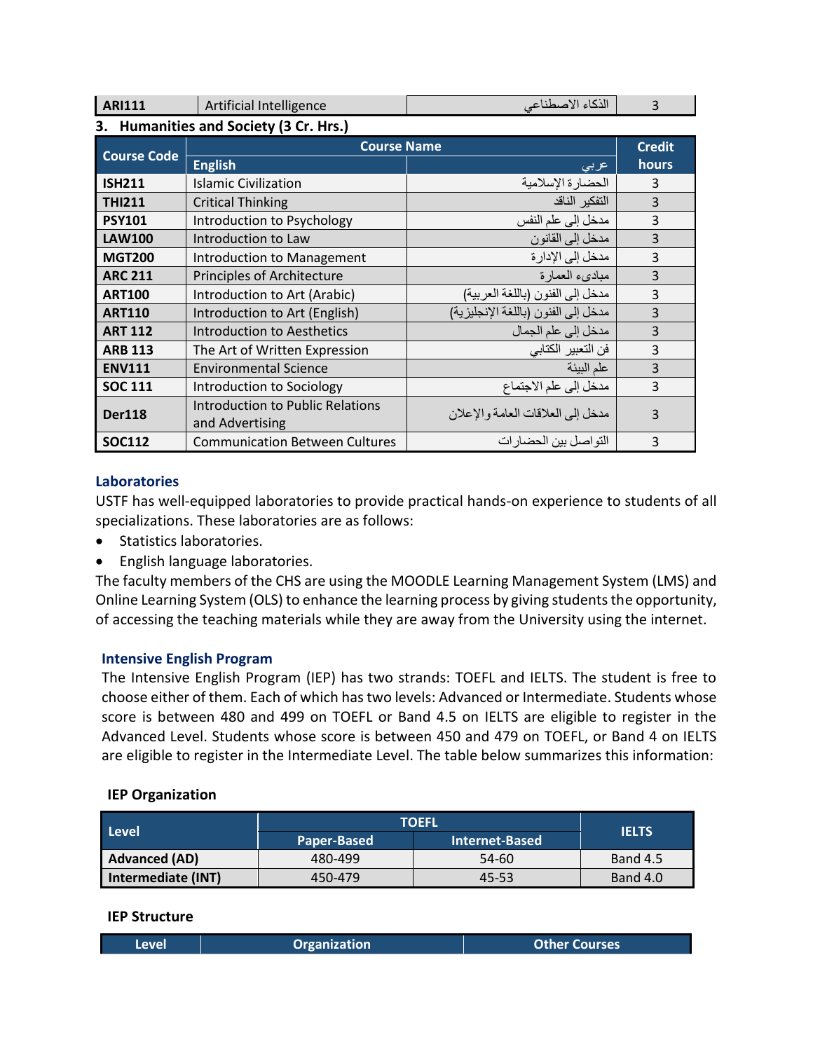| ARI111 | Artificial Intelligence | الذكاء الاصطناعي | 3 |
|---|---|---|---|

### 3. Humanities and Society (3 Cr. Hrs.)

| Course Code | Course Name | | Credit hours |
|---|---|---|---|
| | English | عربي | |
| ISH211 | Islamic Civilization | الحضارة الإسلامية | 3 |
| THI211 | Critical Thinking | التفكير الناقد | 3 |
| PSY101 | Introduction to Psychology | مدخل إلى علم النفس | 3 |
| LAW100 | Introduction to Law | مدخل إلى القانون | 3 |
| MGT200 | Introduction to Management | مدخل إلى الإدارة | 3 |
| ARC 211 | Principles of Architecture | مبادىء العمارة | 3 |
| ART100 | Introduction to Art (Arabic) | مدخل إلى الفنون (باللغة العربية) | 3 |
| ART110 | Introduction to Art (English) | مدخل إلى الفنون (باللغة الإنجليزية) | 3 |
| ART 112 | Introduction to Aesthetics | مدخل إلى علم الجمال | 3 |
| ARB 113 | The Art of Written Expression | فن التعبير الكتابي | 3 |
| ENV111 | Environmental Science | علم البيئة | 3 |
| SOC 111 | Introduction to Sociology | مدخل إلى علم الاجتماع | 3 |
| Der118 | Introduction to Public Relations and Advertising | مدخل إلى العلاقات العامة والإعلان | 3 |
| SOC112 | Communication Between Cultures | التواصل بين الحضارات | 3 |

## Laboratories

USTF has well-equipped laboratories to provide practical hands-on experience to students of all specializations. These laboratories are as follows:

- Statistics laboratories.
- English language laboratories.

The faculty members of the CHS are using the MOODLE Learning Management System (LMS) and Online Learning System (OLS) to enhance the learning process by giving students the opportunity, of accessing the teaching materials while they are away from the University using the internet.

## Intensive English Program

The Intensive English Program (IEP) has two strands: TOEFL and IELTS. The student is free to choose either of them. Each of which has two levels: Advanced or Intermediate. Students whose score is between 480 and 499 on TOEFL or Band 4.5 on IELTS are eligible to register in the Advanced Level. Students whose score is between 450 and 479 on TOEFL, or Band 4 on IELTS are eligible to register in the Intermediate Level. The table below summarizes this information:

### IEP Organization

| Level | TOEFL | | IELTS |
|---|---|---|---|
| | Paper-Based | Internet-Based | |
| Advanced (AD) | 480-499 | 54-60 | Band 4.5 |
| Intermediate (INT) | 450-479 | 45-53 | Band 4.0 |

### IEP Structure

| Level | Organization | Other Courses |
|---|---|---|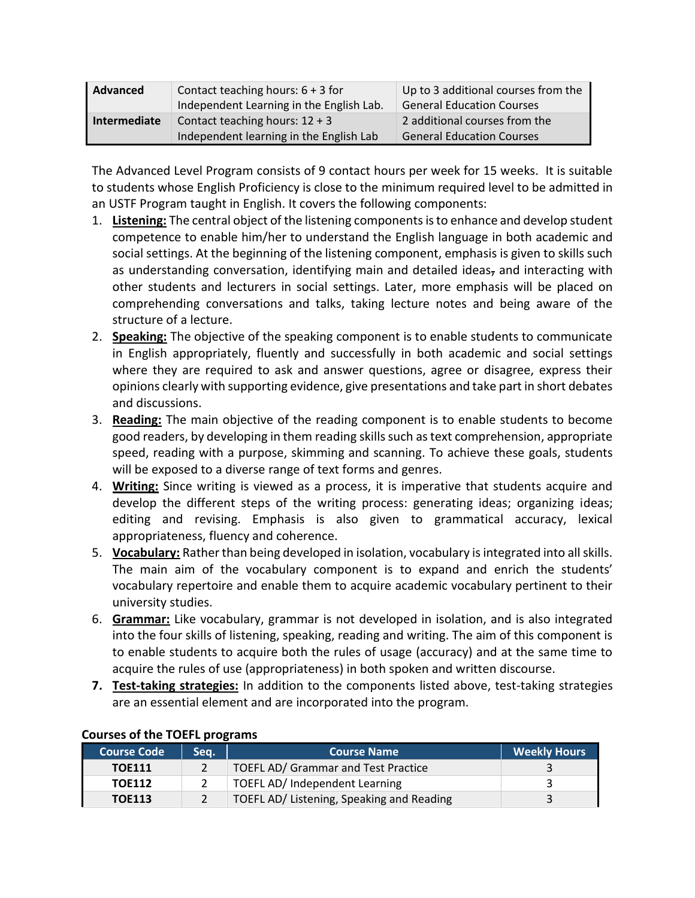| **Advanced** | Contact teaching hours: 6 + 3 for Independent Learning in the English Lab. | Up to 3 additional courses from the General Education Courses |
|---|---|---|
| **Intermediate** | Contact teaching hours: 12 + 3 Independent learning in the English Lab | 2 additional courses from the General Education Courses |

The Advanced Level Program consists of 9 contact hours per week for 15 weeks. It is suitable to students whose English Proficiency is close to the minimum required level to be admitted in an USTF Program taught in English. It covers the following components:

1. **Listening:** The central object of the listening components is to enhance and develop student competence to enable him/her to understand the English language in both academic and social settings. At the beginning of the listening component, emphasis is given to skills such as understanding conversation, identifying main and detailed ideas, and interacting with other students and lecturers in social settings. Later, more emphasis will be placed on comprehending conversations and talks, taking lecture notes and being aware of the structure of a lecture.
2. **Speaking:** The objective of the speaking component is to enable students to communicate in English appropriately, fluently and successfully in both academic and social settings where they are required to ask and answer questions, agree or disagree, express their opinions clearly with supporting evidence, give presentations and take part in short debates and discussions.
3. **Reading:** The main objective of the reading component is to enable students to become good readers, by developing in them reading skills such as text comprehension, appropriate speed, reading with a purpose, skimming and scanning. To achieve these goals, students will be exposed to a diverse range of text forms and genres.
4. **Writing:** Since writing is viewed as a process, it is imperative that students acquire and develop the different steps of the writing process: generating ideas; organizing ideas; editing and revising. Emphasis is also given to grammatical accuracy, lexical appropriateness, fluency and coherence.
5. **Vocabulary:** Rather than being developed in isolation, vocabulary is integrated into all skills. The main aim of the vocabulary component is to expand and enrich the students' vocabulary repertoire and enable them to acquire academic vocabulary pertinent to their university studies.
6. **Grammar:** Like vocabulary, grammar is not developed in isolation, and is also integrated into the four skills of listening, speaking, reading and writing. The aim of this component is to enable students to acquire both the rules of usage (accuracy) and at the same time to acquire the rules of use (appropriateness) in both spoken and written discourse.
7. **Test-taking strategies:** In addition to the components listed above, test-taking strategies are an essential element and are incorporated into the program.

**Courses of the TOEFL programs**

| Course Code | Seq. | Course Name | Weekly Hours |
|---|---|---|---|
| **TOE111** | 2 | TOEFL AD/ Grammar and Test Practice | 3 |
| **TOE112** | 2 | TOEFL AD/ Independent Learning | 3 |
| **TOE113** | 2 | TOEFL AD/ Listening, Speaking and Reading | 3 |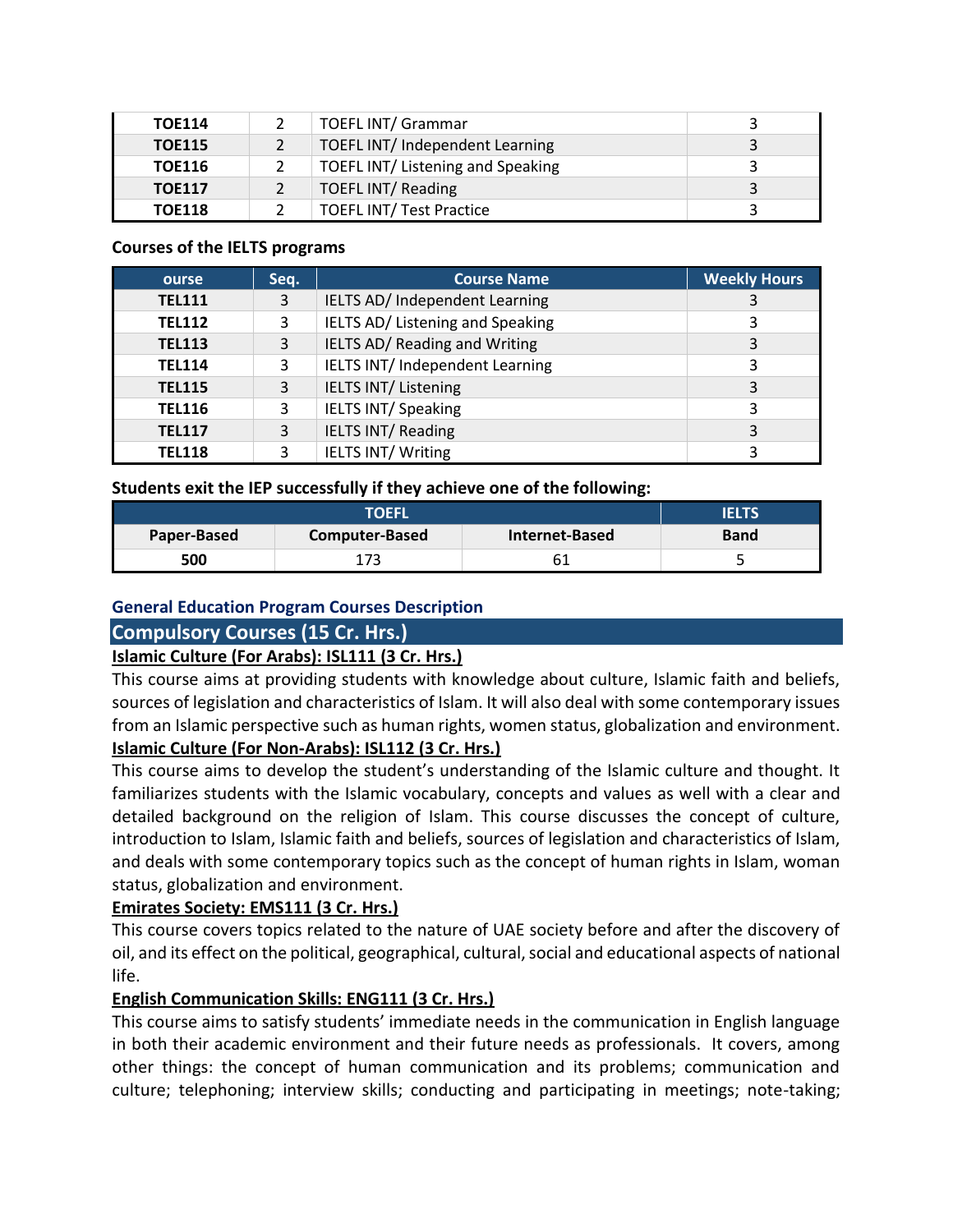| TOE114 | 2 | TOEFL INT/ Grammar | 3 |
|---|---|---|---|
| TOE115 | 2 | TOEFL INT/ Independent Learning | 3 |
| TOE116 | 2 | TOEFL INT/ Listening and Speaking | 3 |
| TOE117 | 2 | TOEFL INT/ Reading | 3 |
| TOE118 | 2 | TOEFL INT/ Test Practice | 3 |

**Courses of the IELTS programs**

| ourse | Seq. | Course Name | Weekly Hours |
|---|---|---|---|
| TEL111 | 3 | IELTS AD/ Independent Learning | 3 |
| TEL112 | 3 | IELTS AD/ Listening and Speaking | 3 |
| TEL113 | 3 | IELTS AD/ Reading and Writing | 3 |
| TEL114 | 3 | IELTS INT/ Independent Learning | 3 |
| TEL115 | 3 | IELTS INT/ Listening | 3 |
| TEL116 | 3 | IELTS INT/ Speaking | 3 |
| TEL117 | 3 | IELTS INT/ Reading | 3 |
| TEL118 | 3 | IELTS INT/ Writing | 3 |

**Students exit the IEP successfully if they achieve one of the following:**

| TOEFL | | | IELTS |
|---|---|---|---|
| Paper-Based | Computer-Based | Internet-Based | Band |
| 500 | 173 | 61 | 5 |

### General Education Program Courses Description

## Compulsory Courses (15 Cr. Hrs.)

**Islamic Culture (For Arabs): ISL111 (3 Cr. Hrs.)**

This course aims at providing students with knowledge about culture, Islamic faith and beliefs, sources of legislation and characteristics of Islam. It will also deal with some contemporary issues from an Islamic perspective such as human rights, women status, globalization and environment.

**Islamic Culture (For Non-Arabs): ISL112 (3 Cr. Hrs.)**

This course aims to develop the student's understanding of the Islamic culture and thought. It familiarizes students with the Islamic vocabulary, concepts and values as well with a clear and detailed background on the religion of Islam. This course discusses the concept of culture, introduction to Islam, Islamic faith and beliefs, sources of legislation and characteristics of Islam, and deals with some contemporary topics such as the concept of human rights in Islam, woman status, globalization and environment.

**Emirates Society: EMS111 (3 Cr. Hrs.)**

This course covers topics related to the nature of UAE society before and after the discovery of oil, and its effect on the political, geographical, cultural, social and educational aspects of national life.

**English Communication Skills: ENG111 (3 Cr. Hrs.)**

This course aims to satisfy students' immediate needs in the communication in English language in both their academic environment and their future needs as professionals. It covers, among other things: the concept of human communication and its problems; communication and culture; telephoning; interview skills; conducting and participating in meetings; note-taking;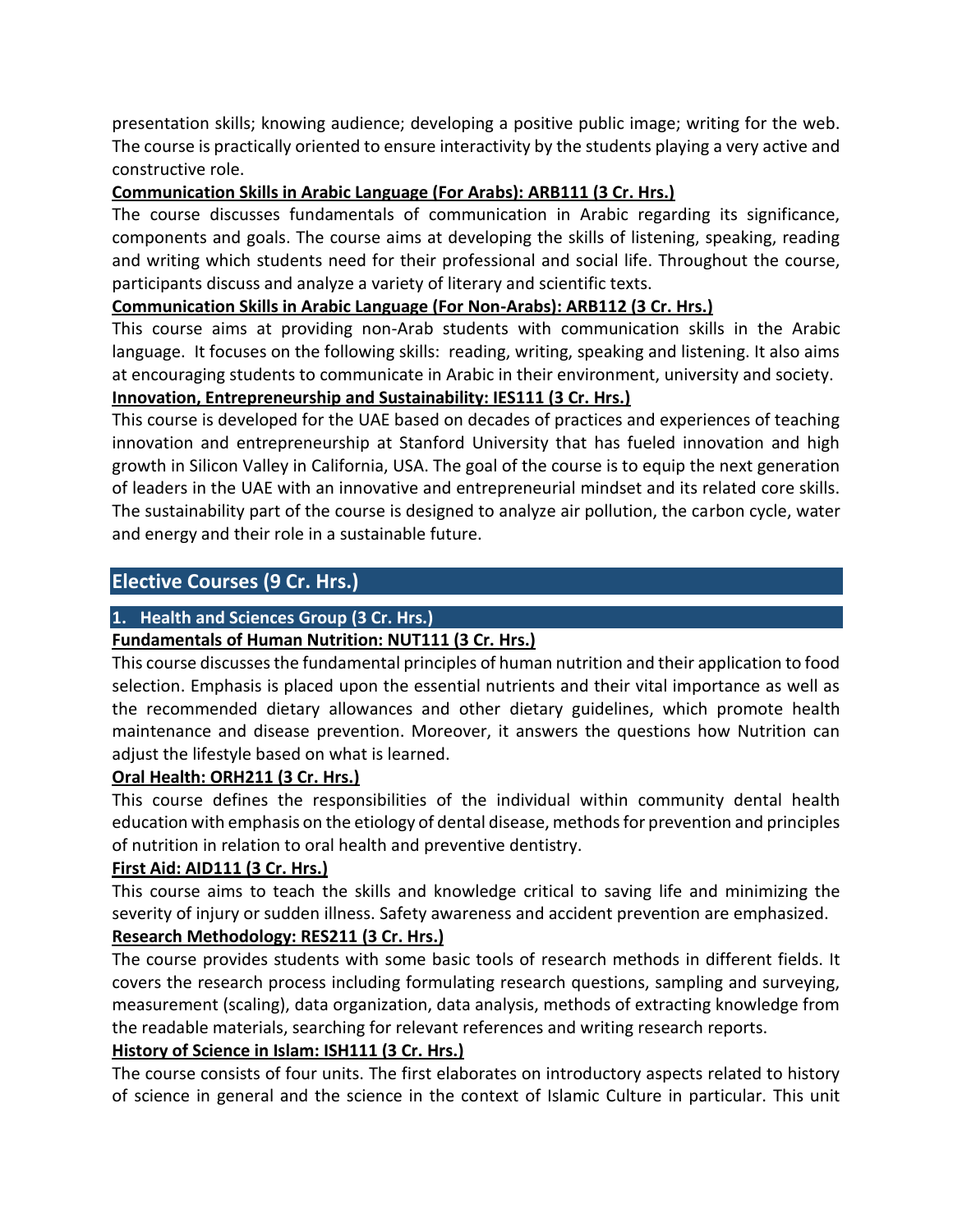presentation skills; knowing audience; developing a positive public image; writing for the web. The course is practically oriented to ensure interactivity by the students playing a very active and constructive role.

**Communication Skills in Arabic Language (For Arabs): ARB111 (3 Cr. Hrs.)**

The course discusses fundamentals of communication in Arabic regarding its significance, components and goals. The course aims at developing the skills of listening, speaking, reading and writing which students need for their professional and social life. Throughout the course, participants discuss and analyze a variety of literary and scientific texts.

**Communication Skills in Arabic Language (For Non-Arabs): ARB112 (3 Cr. Hrs.)**

This course aims at providing non-Arab students with communication skills in the Arabic language. It focuses on the following skills: reading, writing, speaking and listening. It also aims at encouraging students to communicate in Arabic in their environment, university and society.

**Innovation, Entrepreneurship and Sustainability: IES111 (3 Cr. Hrs.)**

This course is developed for the UAE based on decades of practices and experiences of teaching innovation and entrepreneurship at Stanford University that has fueled innovation and high growth in Silicon Valley in California, USA. The goal of the course is to equip the next generation of leaders in the UAE with an innovative and entrepreneurial mindset and its related core skills. The sustainability part of the course is designed to analyze air pollution, the carbon cycle, water and energy and their role in a sustainable future.

## Elective Courses (9 Cr. Hrs.)

### 1. Health and Sciences Group (3 Cr. Hrs.)

**Fundamentals of Human Nutrition: NUT111 (3 Cr. Hrs.)**

This course discusses the fundamental principles of human nutrition and their application to food selection. Emphasis is placed upon the essential nutrients and their vital importance as well as the recommended dietary allowances and other dietary guidelines, which promote health maintenance and disease prevention. Moreover, it answers the questions how Nutrition can adjust the lifestyle based on what is learned.

**Oral Health: ORH211 (3 Cr. Hrs.)**

This course defines the responsibilities of the individual within community dental health education with emphasis on the etiology of dental disease, methods for prevention and principles of nutrition in relation to oral health and preventive dentistry.

**First Aid: AID111 (3 Cr. Hrs.)**

This course aims to teach the skills and knowledge critical to saving life and minimizing the severity of injury or sudden illness. Safety awareness and accident prevention are emphasized.

**Research Methodology: RES211 (3 Cr. Hrs.)**

The course provides students with some basic tools of research methods in different fields. It covers the research process including formulating research questions, sampling and surveying, measurement (scaling), data organization, data analysis, methods of extracting knowledge from the readable materials, searching for relevant references and writing research reports.

**History of Science in Islam: ISH111 (3 Cr. Hrs.)**

The course consists of four units. The first elaborates on introductory aspects related to history of science in general and the science in the context of Islamic Culture in particular. This unit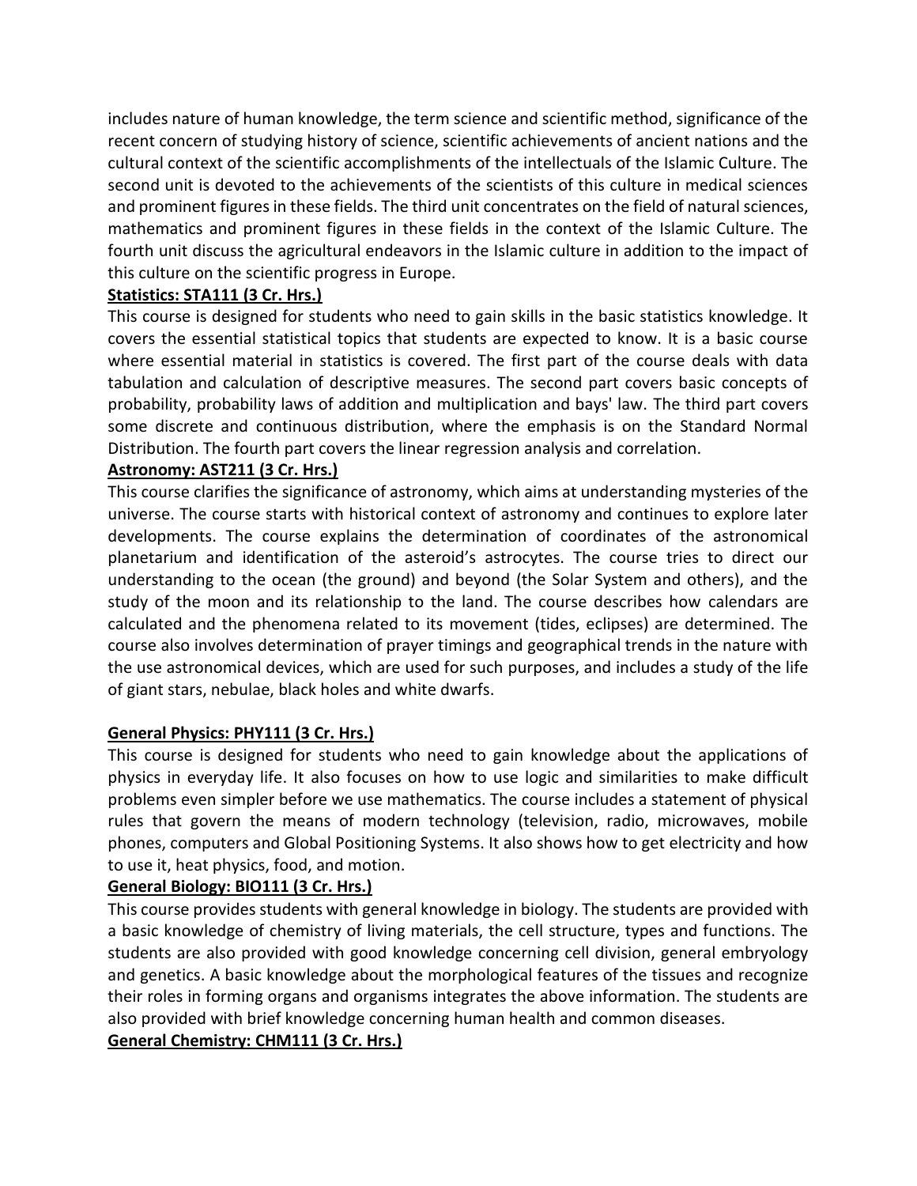includes nature of human knowledge, the term science and scientific method, significance of the recent concern of studying history of science, scientific achievements of ancient nations and the cultural context of the scientific accomplishments of the intellectuals of the Islamic Culture. The second unit is devoted to the achievements of the scientists of this culture in medical sciences and prominent figures in these fields. The third unit concentrates on the field of natural sciences, mathematics and prominent figures in these fields in the context of the Islamic Culture. The fourth unit discuss the agricultural endeavors in the Islamic culture in addition to the impact of this culture on the scientific progress in Europe.

**Statistics: STA111 (3 Cr. Hrs.)**

This course is designed for students who need to gain skills in the basic statistics knowledge. It covers the essential statistical topics that students are expected to know. It is a basic course where essential material in statistics is covered. The first part of the course deals with data tabulation and calculation of descriptive measures. The second part covers basic concepts of probability, probability laws of addition and multiplication and bays' law. The third part covers some discrete and continuous distribution, where the emphasis is on the Standard Normal Distribution. The fourth part covers the linear regression analysis and correlation.

**Astronomy: AST211 (3 Cr. Hrs.)**

This course clarifies the significance of astronomy, which aims at understanding mysteries of the universe. The course starts with historical context of astronomy and continues to explore later developments. The course explains the determination of coordinates of the astronomical planetarium and identification of the asteroid's astrocytes. The course tries to direct our understanding to the ocean (the ground) and beyond (the Solar System and others), and the study of the moon and its relationship to the land. The course describes how calendars are calculated and the phenomena related to its movement (tides, eclipses) are determined. The course also involves determination of prayer timings and geographical trends in the nature with the use astronomical devices, which are used for such purposes, and includes a study of the life of giant stars, nebulae, black holes and white dwarfs.

**General Physics: PHY111 (3 Cr. Hrs.)**

This course is designed for students who need to gain knowledge about the applications of physics in everyday life. It also focuses on how to use logic and similarities to make difficult problems even simpler before we use mathematics. The course includes a statement of physical rules that govern the means of modern technology (television, radio, microwaves, mobile phones, computers and Global Positioning Systems. It also shows how to get electricity and how to use it, heat physics, food, and motion.

**General Biology: BIO111 (3 Cr. Hrs.)**

This course provides students with general knowledge in biology. The students are provided with a basic knowledge of chemistry of living materials, the cell structure, types and functions. The students are also provided with good knowledge concerning cell division, general embryology and genetics. A basic knowledge about the morphological features of the tissues and recognize their roles in forming organs and organisms integrates the above information. The students are also provided with brief knowledge concerning human health and common diseases.

**General Chemistry: CHM111 (3 Cr. Hrs.)**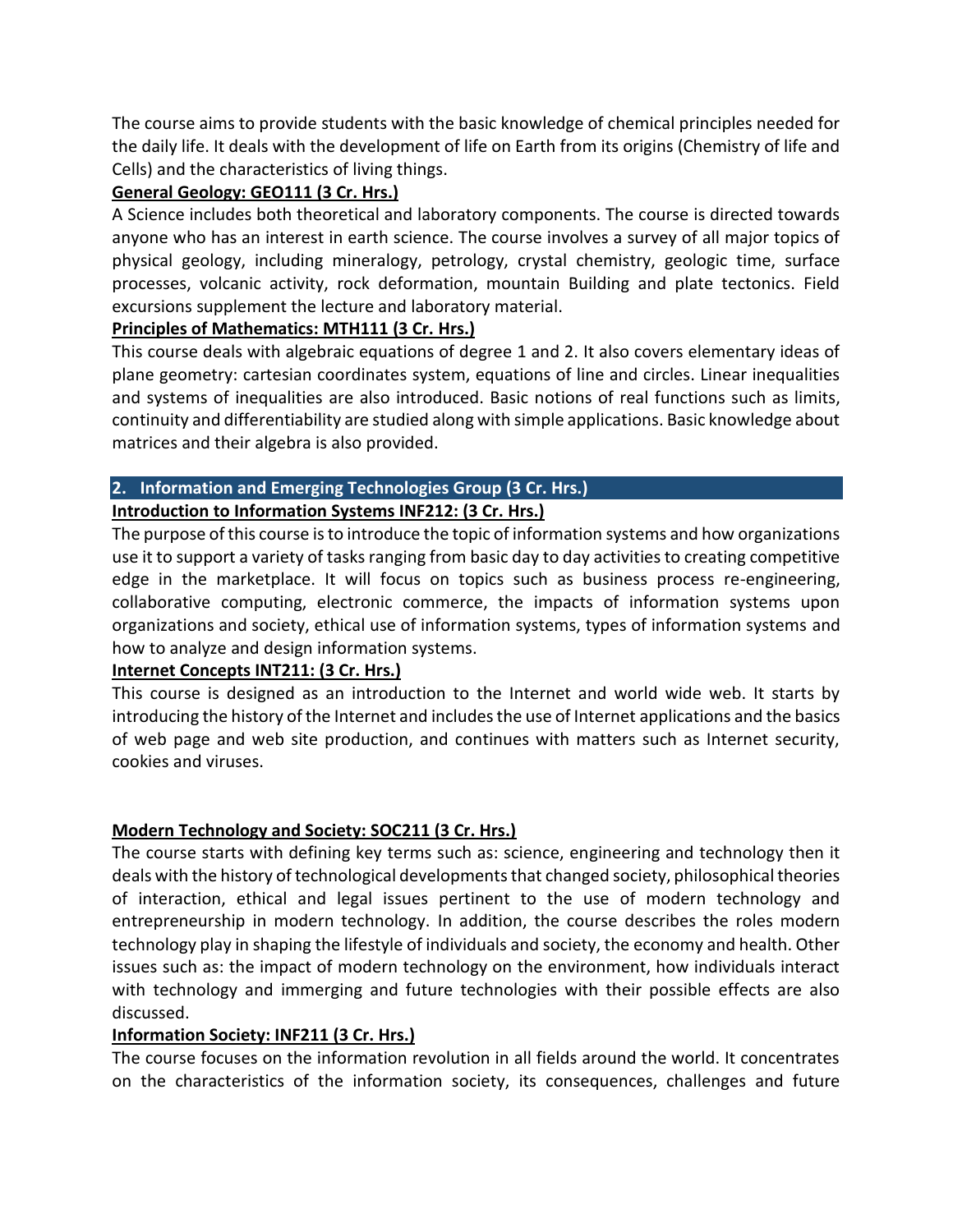The course aims to provide students with the basic knowledge of chemical principles needed for the daily life. It deals with the development of life on Earth from its origins (Chemistry of life and Cells) and the characteristics of living things.

**General Geology: GEO111 (3 Cr. Hrs.)**

A Science includes both theoretical and laboratory components. The course is directed towards anyone who has an interest in earth science. The course involves a survey of all major topics of physical geology, including mineralogy, petrology, crystal chemistry, geologic time, surface processes, volcanic activity, rock deformation, mountain Building and plate tectonics. Field excursions supplement the lecture and laboratory material.

**Principles of Mathematics: MTH111 (3 Cr. Hrs.)**

This course deals with algebraic equations of degree 1 and 2. It also covers elementary ideas of plane geometry: cartesian coordinates system, equations of line and circles. Linear inequalities and systems of inequalities are also introduced. Basic notions of real functions such as limits, continuity and differentiability are studied along with simple applications. Basic knowledge about matrices and their algebra is also provided.

## 2. Information and Emerging Technologies Group (3 Cr. Hrs.)

**Introduction to Information Systems INF212: (3 Cr. Hrs.)**

The purpose of this course is to introduce the topic of information systems and how organizations use it to support a variety of tasks ranging from basic day to day activities to creating competitive edge in the marketplace. It will focus on topics such as business process re-engineering, collaborative computing, electronic commerce, the impacts of information systems upon organizations and society, ethical use of information systems, types of information systems and how to analyze and design information systems.

**Internet Concepts INT211: (3 Cr. Hrs.)**

This course is designed as an introduction to the Internet and world wide web. It starts by introducing the history of the Internet and includes the use of Internet applications and the basics of web page and web site production, and continues with matters such as Internet security, cookies and viruses.

**Modern Technology and Society: SOC211 (3 Cr. Hrs.)**

The course starts with defining key terms such as: science, engineering and technology then it deals with the history of technological developments that changed society, philosophical theories of interaction, ethical and legal issues pertinent to the use of modern technology and entrepreneurship in modern technology. In addition, the course describes the roles modern technology play in shaping the lifestyle of individuals and society, the economy and health. Other issues such as: the impact of modern technology on the environment, how individuals interact with technology and immerging and future technologies with their possible effects are also discussed.

**Information Society: INF211 (3 Cr. Hrs.)**

The course focuses on the information revolution in all fields around the world. It concentrates on the characteristics of the information society, its consequences, challenges and future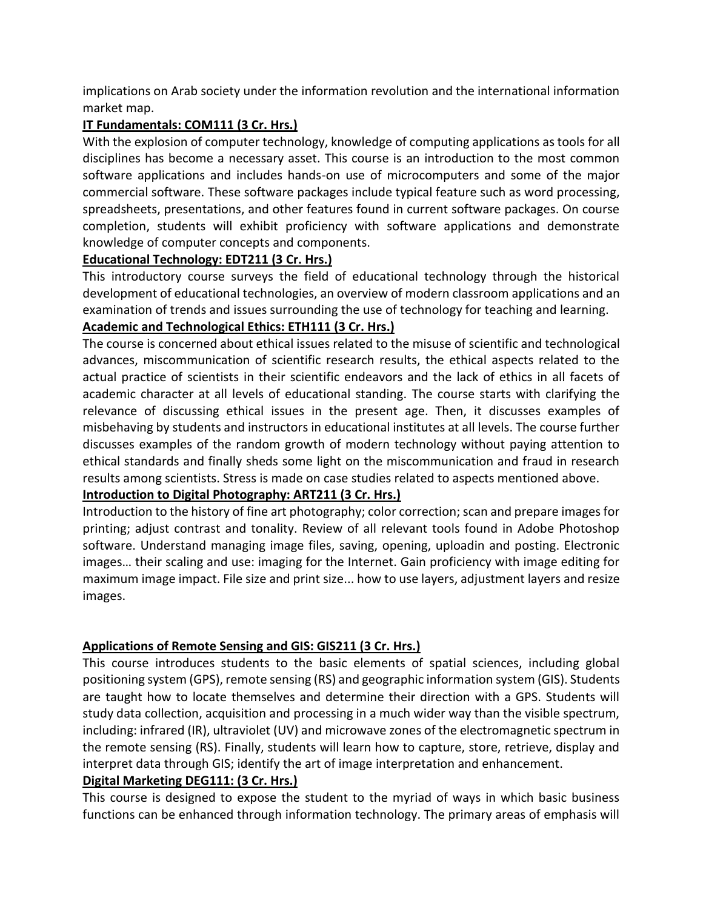implications on Arab society under the information revolution and the international information market map.

**IT Fundamentals: COM111 (3 Cr. Hrs.)**

With the explosion of computer technology, knowledge of computing applications as tools for all disciplines has become a necessary asset. This course is an introduction to the most common software applications and includes hands-on use of microcomputers and some of the major commercial software. These software packages include typical feature such as word processing, spreadsheets, presentations, and other features found in current software packages. On course completion, students will exhibit proficiency with software applications and demonstrate knowledge of computer concepts and components.

**Educational Technology: EDT211 (3 Cr. Hrs.)**

This introductory course surveys the field of educational technology through the historical development of educational technologies, an overview of modern classroom applications and an examination of trends and issues surrounding the use of technology for teaching and learning.

**Academic and Technological Ethics: ETH111 (3 Cr. Hrs.)**

The course is concerned about ethical issues related to the misuse of scientific and technological advances, miscommunication of scientific research results, the ethical aspects related to the actual practice of scientists in their scientific endeavors and the lack of ethics in all facets of academic character at all levels of educational standing. The course starts with clarifying the relevance of discussing ethical issues in the present age. Then, it discusses examples of misbehaving by students and instructors in educational institutes at all levels. The course further discusses examples of the random growth of modern technology without paying attention to ethical standards and finally sheds some light on the miscommunication and fraud in research results among scientists. Stress is made on case studies related to aspects mentioned above.

**Introduction to Digital Photography: ART211 (3 Cr. Hrs.)**

Introduction to the history of fine art photography; color correction; scan and prepare images for printing; adjust contrast and tonality. Review of all relevant tools found in Adobe Photoshop software. Understand managing image files, saving, opening, uploadin and posting. Electronic images… their scaling and use: imaging for the Internet. Gain proficiency with image editing for maximum image impact. File size and print size... how to use layers, adjustment layers and resize images.

**Applications of Remote Sensing and GIS: GIS211 (3 Cr. Hrs.)**

This course introduces students to the basic elements of spatial sciences, including global positioning system (GPS), remote sensing (RS) and geographic information system (GIS). Students are taught how to locate themselves and determine their direction with a GPS. Students will study data collection, acquisition and processing in a much wider way than the visible spectrum, including: infrared (IR), ultraviolet (UV) and microwave zones of the electromagnetic spectrum in the remote sensing (RS). Finally, students will learn how to capture, store, retrieve, display and interpret data through GIS; identify the art of image interpretation and enhancement.

**Digital Marketing DEG111: (3 Cr. Hrs.)**

This course is designed to expose the student to the myriad of ways in which basic business functions can be enhanced through information technology. The primary areas of emphasis will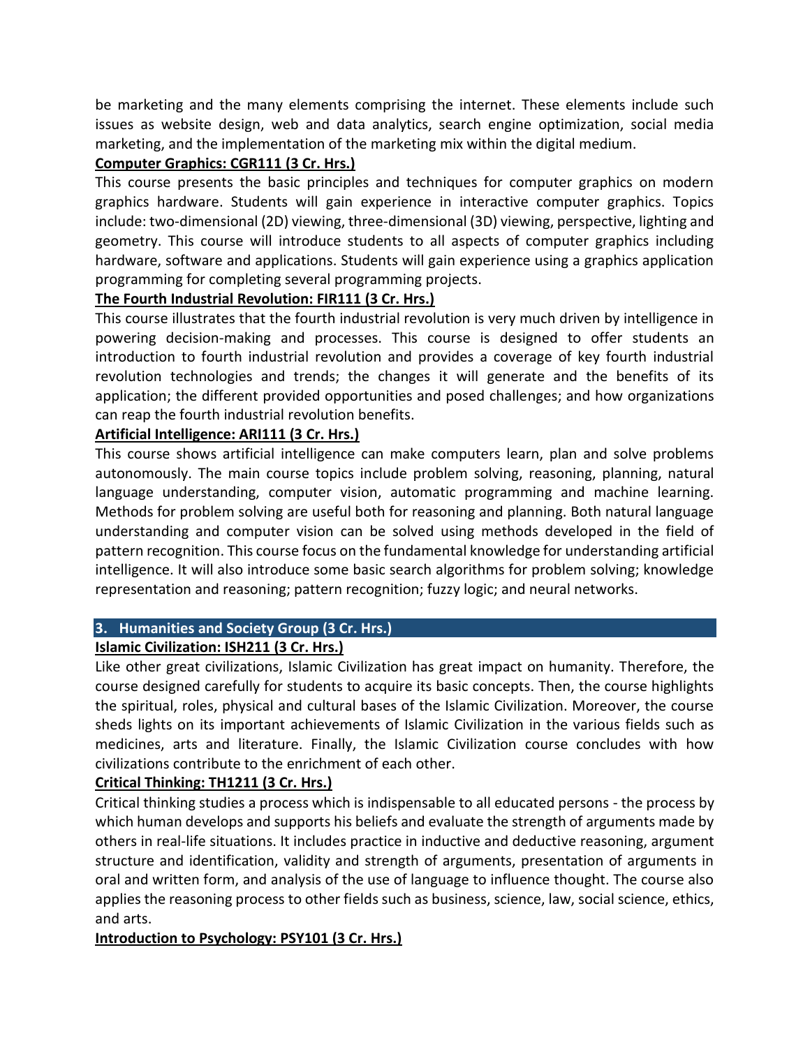be marketing and the many elements comprising the internet. These elements include such issues as website design, web and data analytics, search engine optimization, social media marketing, and the implementation of the marketing mix within the digital medium.

**Computer Graphics: CGR111 (3 Cr. Hrs.)**

This course presents the basic principles and techniques for computer graphics on modern graphics hardware. Students will gain experience in interactive computer graphics. Topics include: two-dimensional (2D) viewing, three-dimensional (3D) viewing, perspective, lighting and geometry. This course will introduce students to all aspects of computer graphics including hardware, software and applications. Students will gain experience using a graphics application programming for completing several programming projects.

**The Fourth Industrial Revolution: FIR111 (3 Cr. Hrs.)**

This course illustrates that the fourth industrial revolution is very much driven by intelligence in powering decision-making and processes. This course is designed to offer students an introduction to fourth industrial revolution and provides a coverage of key fourth industrial revolution technologies and trends; the changes it will generate and the benefits of its application; the different provided opportunities and posed challenges; and how organizations can reap the fourth industrial revolution benefits.

**Artificial Intelligence: ARI111 (3 Cr. Hrs.)**

This course shows artificial intelligence can make computers learn, plan and solve problems autonomously. The main course topics include problem solving, reasoning, planning, natural language understanding, computer vision, automatic programming and machine learning. Methods for problem solving are useful both for reasoning and planning. Both natural language understanding and computer vision can be solved using methods developed in the field of pattern recognition. This course focus on the fundamental knowledge for understanding artificial intelligence. It will also introduce some basic search algorithms for problem solving; knowledge representation and reasoning; pattern recognition; fuzzy logic; and neural networks.

## 3. Humanities and Society Group (3 Cr. Hrs.)

**Islamic Civilization: ISH211 (3 Cr. Hrs.)**

Like other great civilizations, Islamic Civilization has great impact on humanity. Therefore, the course designed carefully for students to acquire its basic concepts. Then, the course highlights the spiritual, roles, physical and cultural bases of the Islamic Civilization. Moreover, the course sheds lights on its important achievements of Islamic Civilization in the various fields such as medicines, arts and literature. Finally, the Islamic Civilization course concludes with how civilizations contribute to the enrichment of each other.

**Critical Thinking: TH1211 (3 Cr. Hrs.)**

Critical thinking studies a process which is indispensable to all educated persons - the process by which human develops and supports his beliefs and evaluate the strength of arguments made by others in real-life situations. It includes practice in inductive and deductive reasoning, argument structure and identification, validity and strength of arguments, presentation of arguments in oral and written form, and analysis of the use of language to influence thought. The course also applies the reasoning process to other fields such as business, science, law, social science, ethics, and arts.

**Introduction to Psychology: PSY101 (3 Cr. Hrs.)**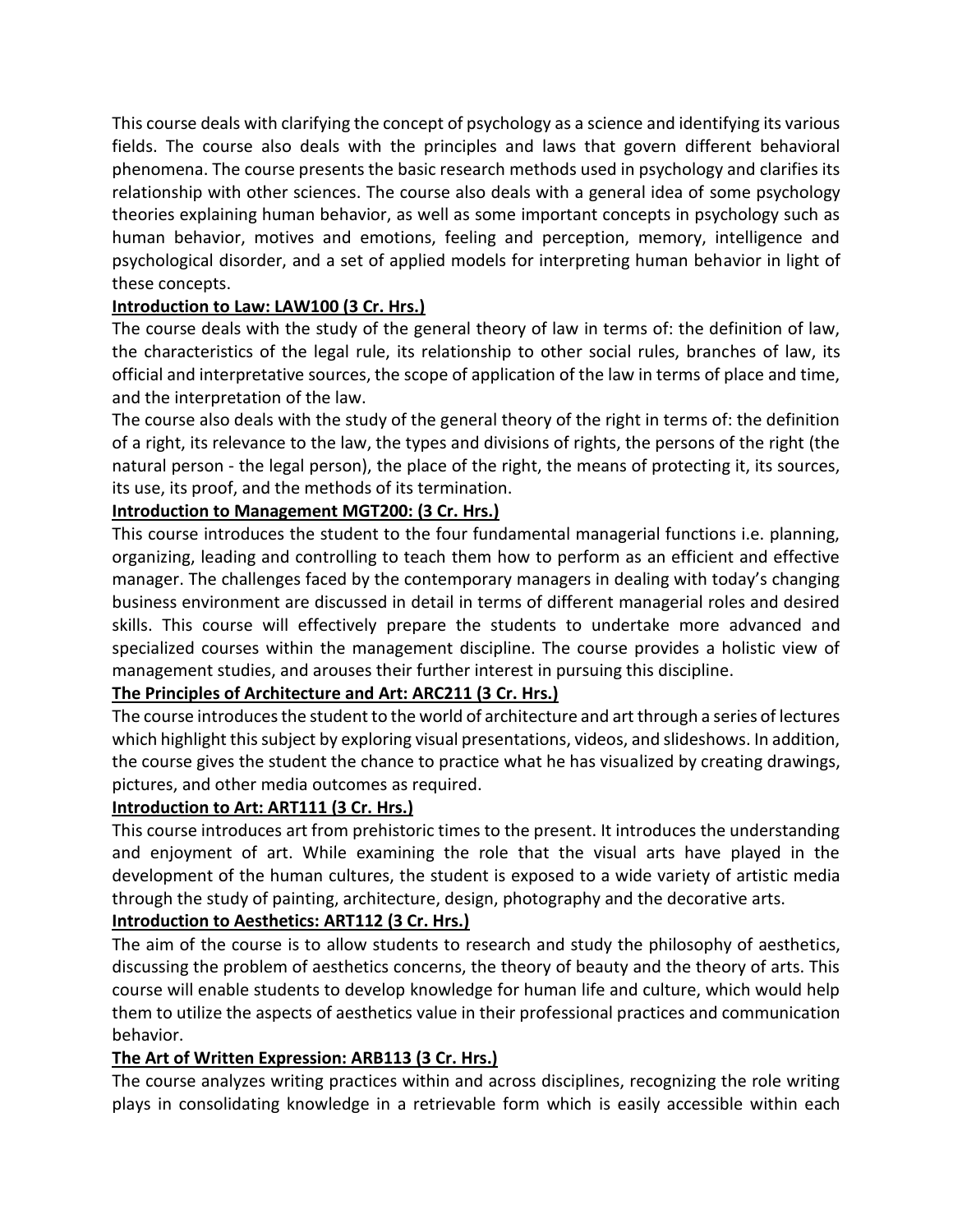This course deals with clarifying the concept of psychology as a science and identifying its various fields. The course also deals with the principles and laws that govern different behavioral phenomena. The course presents the basic research methods used in psychology and clarifies its relationship with other sciences. The course also deals with a general idea of some psychology theories explaining human behavior, as well as some important concepts in psychology such as human behavior, motives and emotions, feeling and perception, memory, intelligence and psychological disorder, and a set of applied models for interpreting human behavior in light of these concepts.

**Introduction to Law: LAW100 (3 Cr. Hrs.)**

The course deals with the study of the general theory of law in terms of: the definition of law, the characteristics of the legal rule, its relationship to other social rules, branches of law, its official and interpretative sources, the scope of application of the law in terms of place and time, and the interpretation of the law.

The course also deals with the study of the general theory of the right in terms of: the definition of a right, its relevance to the law, the types and divisions of rights, the persons of the right (the natural person - the legal person), the place of the right, the means of protecting it, its sources, its use, its proof, and the methods of its termination.

**Introduction to Management MGT200: (3 Cr. Hrs.)**

This course introduces the student to the four fundamental managerial functions i.e. planning, organizing, leading and controlling to teach them how to perform as an efficient and effective manager. The challenges faced by the contemporary managers in dealing with today's changing business environment are discussed in detail in terms of different managerial roles and desired skills. This course will effectively prepare the students to undertake more advanced and specialized courses within the management discipline. The course provides a holistic view of management studies, and arouses their further interest in pursuing this discipline.

**The Principles of Architecture and Art: ARC211 (3 Cr. Hrs.)**

The course introduces the student to the world of architecture and art through a series of lectures which highlight this subject by exploring visual presentations, videos, and slideshows. In addition, the course gives the student the chance to practice what he has visualized by creating drawings, pictures, and other media outcomes as required.

**Introduction to Art: ART111 (3 Cr. Hrs.)**

This course introduces art from prehistoric times to the present. It introduces the understanding and enjoyment of art. While examining the role that the visual arts have played in the development of the human cultures, the student is exposed to a wide variety of artistic media through the study of painting, architecture, design, photography and the decorative arts.

**Introduction to Aesthetics: ART112 (3 Cr. Hrs.)**

The aim of the course is to allow students to research and study the philosophy of aesthetics, discussing the problem of aesthetics concerns, the theory of beauty and the theory of arts. This course will enable students to develop knowledge for human life and culture, which would help them to utilize the aspects of aesthetics value in their professional practices and communication behavior.

**The Art of Written Expression: ARB113 (3 Cr. Hrs.)**

The course analyzes writing practices within and across disciplines, recognizing the role writing plays in consolidating knowledge in a retrievable form which is easily accessible within each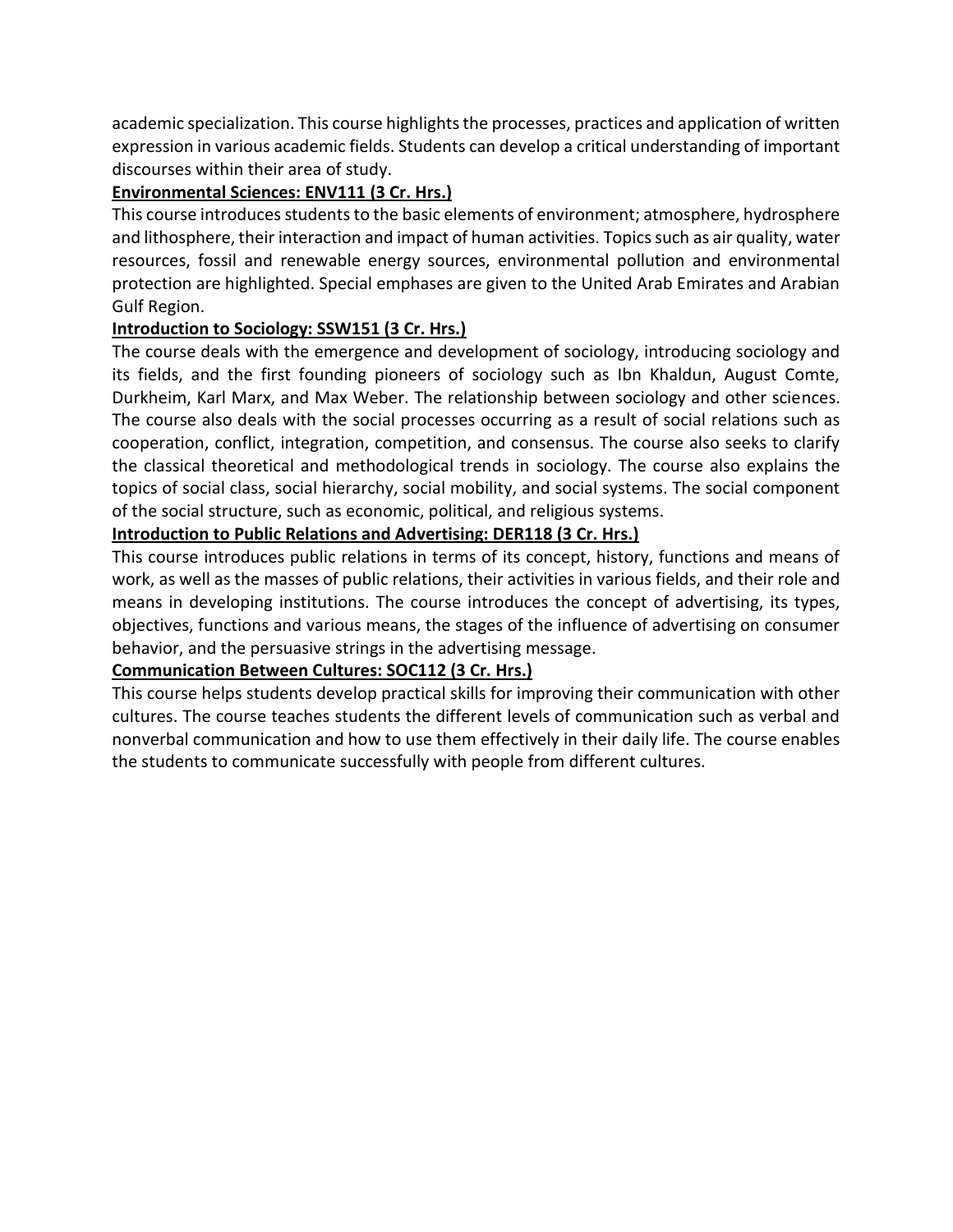academic specialization. This course highlights the processes, practices and application of written expression in various academic fields. Students can develop a critical understanding of important discourses within their area of study.

**Environmental Sciences: ENV111 (3 Cr. Hrs.)**

This course introduces students to the basic elements of environment; atmosphere, hydrosphere and lithosphere, their interaction and impact of human activities. Topics such as air quality, water resources, fossil and renewable energy sources, environmental pollution and environmental protection are highlighted. Special emphases are given to the United Arab Emirates and Arabian Gulf Region.

**Introduction to Sociology: SSW151 (3 Cr. Hrs.)**

The course deals with the emergence and development of sociology, introducing sociology and its fields, and the first founding pioneers of sociology such as Ibn Khaldun, August Comte, Durkheim, Karl Marx, and Max Weber. The relationship between sociology and other sciences. The course also deals with the social processes occurring as a result of social relations such as cooperation, conflict, integration, competition, and consensus. The course also seeks to clarify the classical theoretical and methodological trends in sociology. The course also explains the topics of social class, social hierarchy, social mobility, and social systems. The social component of the social structure, such as economic, political, and religious systems.

**Introduction to Public Relations and Advertising: DER118 (3 Cr. Hrs.)**

This course introduces public relations in terms of its concept, history, functions and means of work, as well as the masses of public relations, their activities in various fields, and their role and means in developing institutions. The course introduces the concept of advertising, its types, objectives, functions and various means, the stages of the influence of advertising on consumer behavior, and the persuasive strings in the advertising message.

**Communication Between Cultures: SOC112 (3 Cr. Hrs.)**

This course helps students develop practical skills for improving their communication with other cultures. The course teaches students the different levels of communication such as verbal and nonverbal communication and how to use them effectively in their daily life. The course enables the students to communicate successfully with people from different cultures.